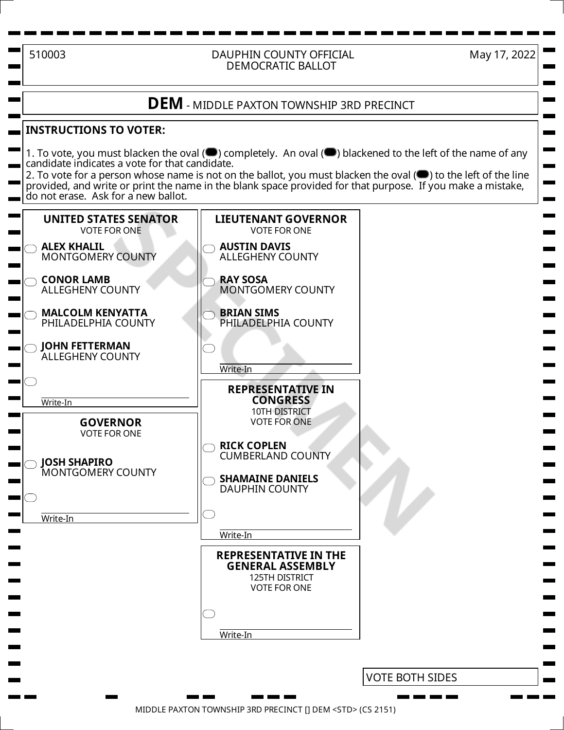510003 | DAUPHIN COUNTY OFFICIAL DEMOCRATIC BALLOT | May 17, 2022

# DEM - MIDDLE PAXTON TOWNSHIP 3RD PRECINCT

**INSTRUCTIONS TO VOTER:**

1. To vote, you must blacken the oval (⬬) completely. An oval (⬬) blackened to the left of the name of any candidate indicates a vote for that candidate.
2. To vote for a person whose name is not on the ballot, you must blacken the oval (⬬) to the left of the line provided, and write or print the name in the blank space provided for that purpose. If you make a mistake, do not erase. Ask for a new ballot.

## UNITED STATES SENATOR
VOTE FOR ONE

- ⬭ **ALEX KHALIL** MONTGOMERY COUNTY
- ⬭ **CONOR LAMB** ALLEGHENY COUNTY
- ⬭ **MALCOLM KENYATTA** PHILADELPHIA COUNTY
- ⬭ **JOHN FETTERMAN** ALLEGHENY COUNTY
- ⬭ ____________ Write-In

## GOVERNOR
VOTE FOR ONE

- ⬭ **JOSH SHAPIRO** MONTGOMERY COUNTY
- ⬭ ____________ Write-In

## LIEUTENANT GOVERNOR
VOTE FOR ONE

- ⬭ **AUSTIN DAVIS** ALLEGHENY COUNTY
- ⬭ **RAY SOSA** MONTGOMERY COUNTY
- ⬭ **BRIAN SIMS** PHILADELPHIA COUNTY
- ⬭ ____________ Write-In

## REPRESENTATIVE IN CONGRESS
10TH DISTRICT
VOTE FOR ONE

- ⬭ **RICK COPLEN** CUMBERLAND COUNTY
- ⬭ **SHAMAINE DANIELS** DAUPHIN COUNTY
- ⬭ ____________ Write-In

## REPRESENTATIVE IN THE GENERAL ASSEMBLY
125TH DISTRICT
VOTE FOR ONE

- ⬭ ____________ Write-In

VOTE BOTH SIDES

MIDDLE PAXTON TOWNSHIP 3RD PRECINCT [] DEM <STD> (CS 2151)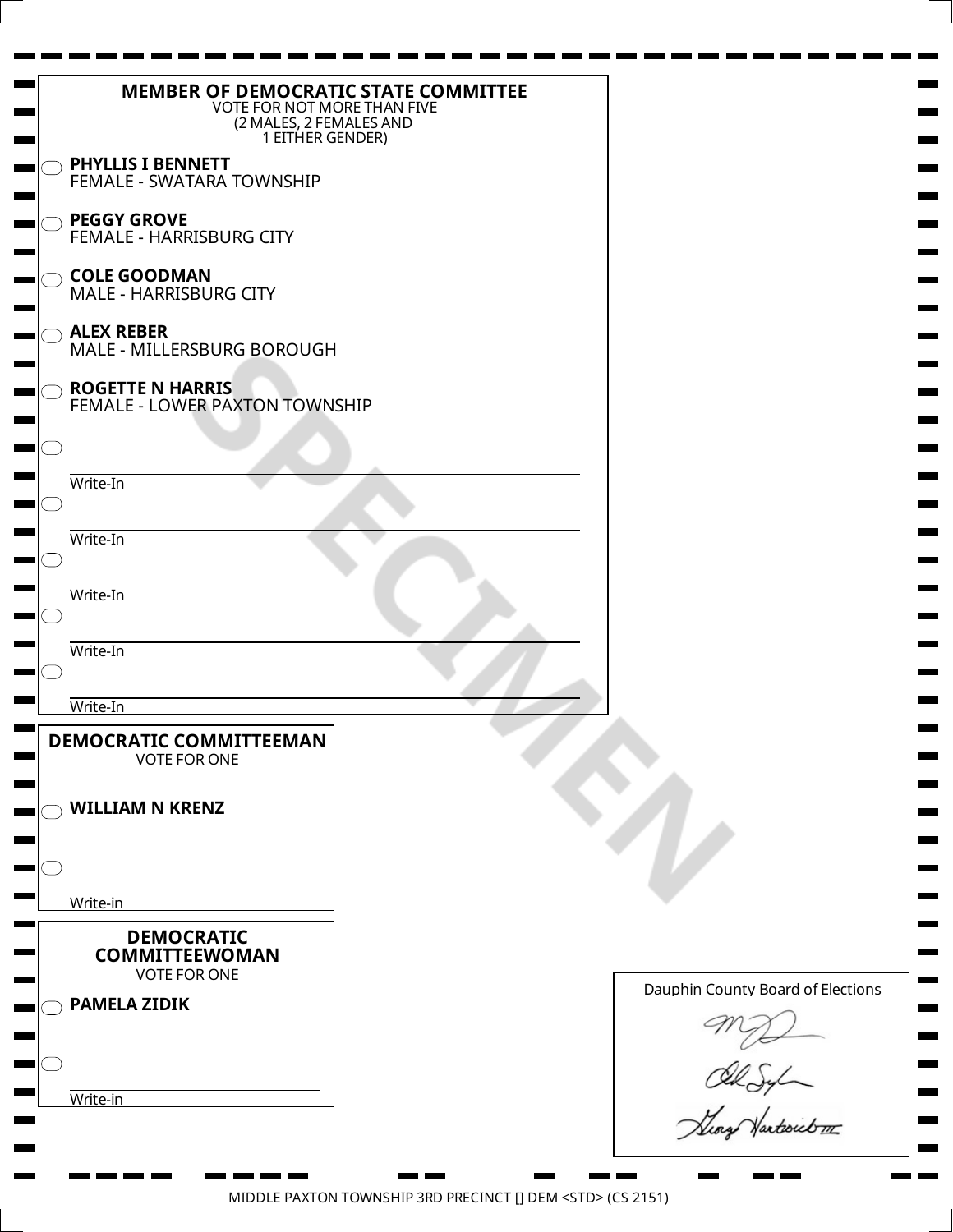## MEMBER OF DEMOCRATIC STATE COMMITTEE

VOTE FOR NOT MORE THAN FIVE
(2 MALES, 2 FEMALES AND
1 EITHER GENDER)

- **PHYLLIS I BENNETT**
  FEMALE - SWATARA TOWNSHIP
- **PEGGY GROVE**
  FEMALE - HARRISBURG CITY
- **COLE GOODMAN**
  MALE - HARRISBURG CITY
- **ALEX REBER**
  MALE - MILLERSBURG BOROUGH
- **ROGETTE N HARRIS**
  FEMALE - LOWER PAXTON TOWNSHIP
- Write-In
- Write-In
- Write-In
- Write-In
- Write-In

## DEMOCRATIC COMMITTEEMAN

VOTE FOR ONE

- **WILLIAM N KRENZ**
- Write-in

## DEMOCRATIC COMMITTEEWOMAN

VOTE FOR ONE

- **PAMELA ZIDIK**
- Write-in

SPECIMEN

Dauphin County Board of Elections

MIDDLE PAXTON TOWNSHIP 3RD PRECINCT [] DEM <STD> (CS 2151)